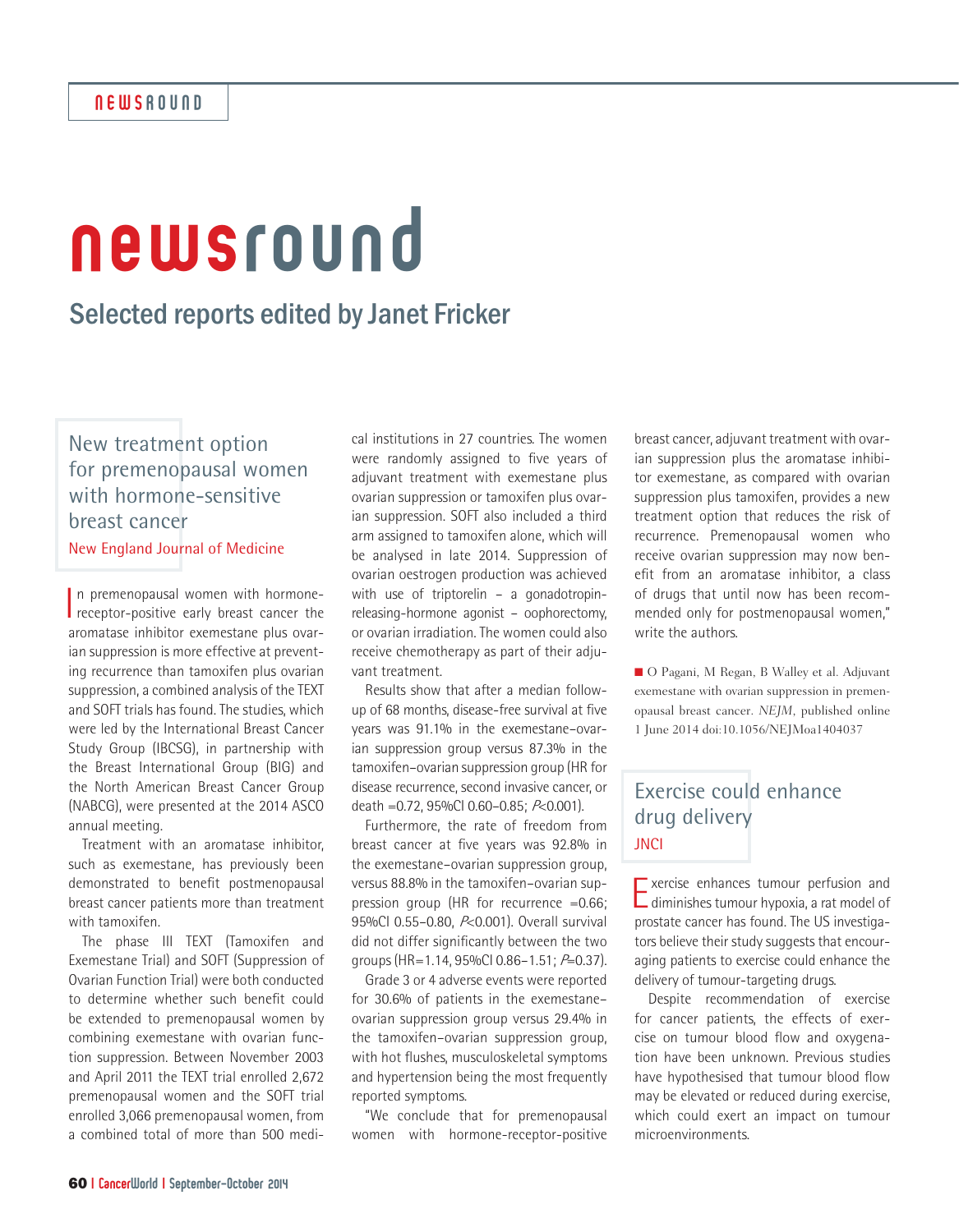# newsround

## Selected reports edited by Janet Fricker

### New treatment option for premenopausal women with hormone-sensitive breast cancer

New England Journal of Medicine

In premenopausal women with hormone-receptor-positive early breast cancer the aromatase inhibitor exemestane plus ovarian suppression is more effective at preventing recurrence than tamoxifen plus ovarian suppression, a combined analysis of the TEXT and SOFT trials has found. The studies, which were led by the International Breast Cancer Study Group (IBCSG), in partnership with the Breast International Group (BIG) and the North American Breast Cancer Group (NABCG), were presented at the 2014 ASCO annual meeting.

Treatment with an aromatase inhibitor, such as exemestane, has previously been demonstrated to benefit postmenopausal breast cancer patients more than treatment with tamoxifen.

The phase III TEXT (Tamoxifen and Exemestane Trial) and SOFT (Suppression of Ovarian Function Trial) were both conducted to determine whether such benefit could be extended to premenopausal women by combining exemestane with ovarian function suppression. Between November 2003 and April 2011 the TEXT trial enrolled 2,672 premenopausal women and the SOFT trial enrolled 3,066 premenopausal women, from a combined total of more than 500 medical institutions in 27 countries. The women were randomly assigned to five years of adjuvant treatment with exemestane plus ovarian suppression or tamoxifen plus ovarian suppression. SOFT also included a third arm assigned to tamoxifen alone, which will be analysed in late 2014. Suppression of ovarian oestrogen production was achieved with use of triptorelin – a gonadotropin-releasing-hormone agonist – oophorectomy, or ovarian irradiation. The women could also receive chemotherapy as part of their adjuvant treatment.

Results show that after a median follow-up of 68 months, disease-free survival at five years was 91.1% in the exemestane–ovarian suppression group versus 87.3% in the tamoxifen–ovarian suppression group (HR for disease recurrence, second invasive cancer, or death =0.72, 95%CI 0.60–0.85; $P$<0.001).

Furthermore, the rate of freedom from breast cancer at five years was 92.8% in the exemestane–ovarian suppression group, versus 88.8% in the tamoxifen–ovarian suppression group (HR for recurrence =0.66; 95%CI 0.55–0.80, $P$<0.001). Overall survival did not differ significantly between the two groups (HR=1.14, 95%CI 0.86–1.51; $P$=0.37).

Grade 3 or 4 adverse events were reported for 30.6% of patients in the exemestane–ovarian suppression group versus 29.4% in the tamoxifen–ovarian suppression group, with hot flushes, musculoskeletal symptoms and hypertension being the most frequently reported symptoms.

"We conclude that for premenopausal women with hormone-receptor-positive breast cancer, adjuvant treatment with ovarian suppression plus the aromatase inhibitor exemestane, as compared with ovarian suppression plus tamoxifen, provides a new treatment option that reduces the risk of recurrence. Premenopausal women who receive ovarian suppression may now benefit from an aromatase inhibitor, a class of drugs that until now has been recommended only for postmenopausal women," write the authors.

■ O Pagani, M Regan, B Walley et al. Adjuvant exemestane with ovarian suppression in premenopausal breast cancer. *NEJM*, published online 1 June 2014 doi:10.1056/NEJMoa1404037

### Exercise could enhance drug delivery

JNCI

Exercise enhances tumour perfusion and diminishes tumour hypoxia, a rat model of prostate cancer has found. The US investigators believe their study suggests that encouraging patients to exercise could enhance the delivery of tumour-targeting drugs.

Despite recommendation of exercise for cancer patients, the effects of exercise on tumour blood flow and oxygenation have been unknown. Previous studies have hypothesised that tumour blood flow may be elevated or reduced during exercise, which could exert an impact on tumour microenvironments.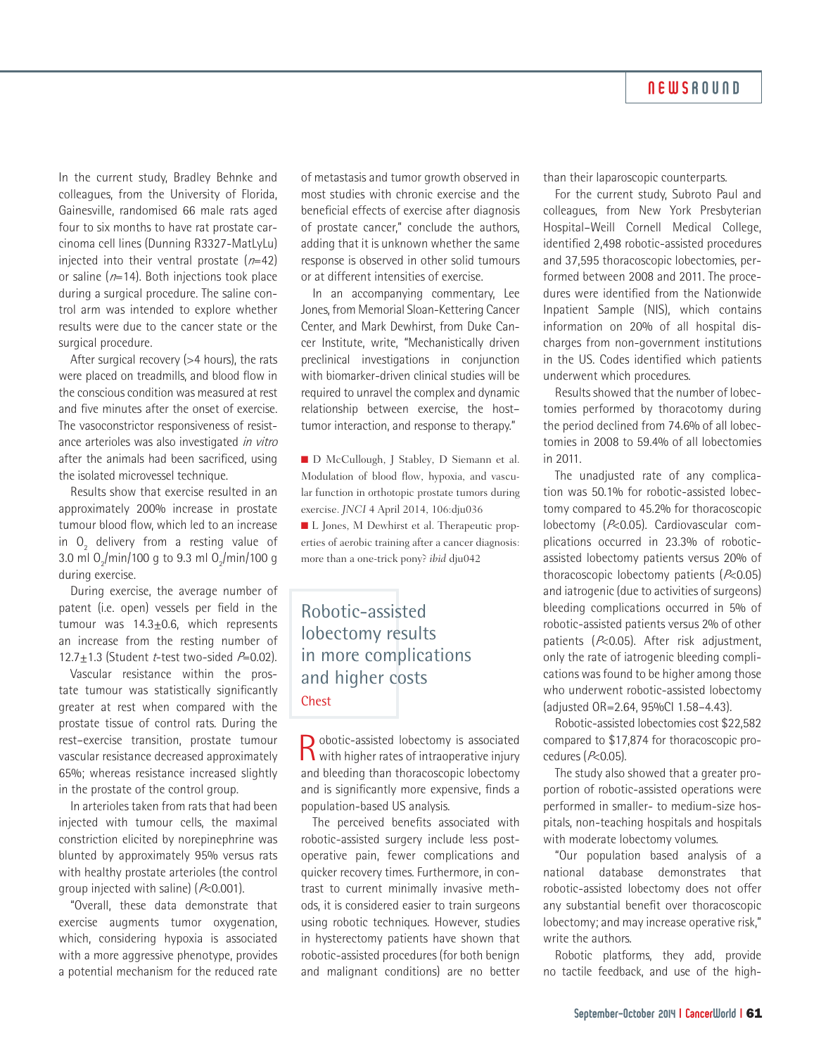In the current study, Bradley Behnke and colleagues, from the University of Florida, Gainesville, randomised 66 male rats aged four to six months to have rat prostate carcinoma cell lines (Dunning R3327-MatLyLu) injected into their ventral prostate ($n$=42) or saline ($n$=14). Both injections took place during a surgical procedure. The saline control arm was intended to explore whether results were due to the cancer state or the surgical procedure.

After surgical recovery (>4 hours), the rats were placed on treadmills, and blood flow in the conscious condition was measured at rest and five minutes after the onset of exercise. The vasoconstrictor responsiveness of resistance arterioles was also investigated *in vitro* after the animals had been sacrificed, using the isolated microvessel technique.

Results show that exercise resulted in an approximately 200% increase in prostate tumour blood flow, which led to an increase in $O_2$ delivery from a resting value of 3.0 ml $O_2$/min/100 g to 9.3 ml $O_2$/min/100 g during exercise.

During exercise, the average number of patent (i.e. open) vessels per field in the tumour was 14.3±0.6, which represents an increase from the resting number of 12.7±1.3 (Student $t$-test two-sided $P$=0.02).

Vascular resistance within the prostate tumour was statistically significantly greater at rest when compared with the prostate tissue of control rats. During the rest–exercise transition, prostate tumour vascular resistance decreased approximately 65%; whereas resistance increased slightly in the prostate of the control group.

In arterioles taken from rats that had been injected with tumour cells, the maximal constriction elicited by norepinephrine was blunted by approximately 95% versus rats with healthy prostate arterioles (the control group injected with saline) ($P$<0.001).

"Overall, these data demonstrate that exercise augments tumor oxygenation, which, considering hypoxia is associated with a more aggressive phenotype, provides a potential mechanism for the reduced rate of metastasis and tumor growth observed in most studies with chronic exercise and the beneficial effects of exercise after diagnosis of prostate cancer," conclude the authors, adding that it is unknown whether the same response is observed in other solid tumours or at different intensities of exercise.

In an accompanying commentary, Lee Jones, from Memorial Sloan-Kettering Cancer Center, and Mark Dewhirst, from Duke Cancer Institute, write, "Mechanistically driven preclinical investigations in conjunction with biomarker-driven clinical studies will be required to unravel the complex and dynamic relationship between exercise, the host–tumor interaction, and response to therapy."

- D McCullough, J Stabley, D Siemann et al. Modulation of blood flow, hypoxia, and vascular function in orthotopic prostate tumors during exercise. *JNCI* 4 April 2014, 106:dju036
- L Jones, M Dewhirst et al. Therapeutic properties of aerobic training after a cancer diagnosis: more than a one-trick pony? *ibid* dju042

## Robotic-assisted lobectomy results in more complications and higher costs

Chest

Robotic-assisted lobectomy is associated with higher rates of intraoperative injury and bleeding than thoracoscopic lobectomy and is significantly more expensive, finds a population-based US analysis.

The perceived benefits associated with robotic-assisted surgery include less postoperative pain, fewer complications and quicker recovery times. Furthermore, in contrast to current minimally invasive methods, it is considered easier to train surgeons using robotic techniques. However, studies in hysterectomy patients have shown that robotic-assisted procedures (for both benign and malignant conditions) are no better than their laparoscopic counterparts.

For the current study, Subroto Paul and colleagues, from New York Presbyterian Hospital–Weill Cornell Medical College, identified 2,498 robotic-assisted procedures and 37,595 thoracoscopic lobectomies, performed between 2008 and 2011. The procedures were identified from the Nationwide Inpatient Sample (NIS), which contains information on 20% of all hospital discharges from non-government institutions in the US. Codes identified which patients underwent which procedures.

Results showed that the number of lobectomies performed by thoracotomy during the period declined from 74.6% of all lobectomies in 2008 to 59.4% of all lobectomies in 2011.

The unadjusted rate of any complication was 50.1% for robotic-assisted lobectomy compared to 45.2% for thoracoscopic lobectomy ($P$<0.05). Cardiovascular complications occurred in 23.3% of robotic-assisted lobectomy patients versus 20% of thoracoscopic lobectomy patients ($P$<0.05) and iatrogenic (due to activities of surgeons) bleeding complications occurred in 5% of robotic-assisted patients versus 2% of other patients ($P$<0.05). After risk adjustment, only the rate of iatrogenic bleeding complications was found to be higher among those who underwent robotic-assisted lobectomy (adjusted OR=2.64, 95%CI 1.58–4.43).

Robotic-assisted lobectomies cost $22,582 compared to $17,874 for thoracoscopic procedures ($P$<0.05).

The study also showed that a greater proportion of robotic-assisted operations were performed in smaller- to medium-size hospitals, non-teaching hospitals and hospitals with moderate lobectomy volumes.

"Our population based analysis of a national database demonstrates that robotic-assisted lobectomy does not offer any substantial benefit over thoracoscopic lobectomy; and may increase operative risk," write the authors.

Robotic platforms, they add, provide no tactile feedback, and use of the high-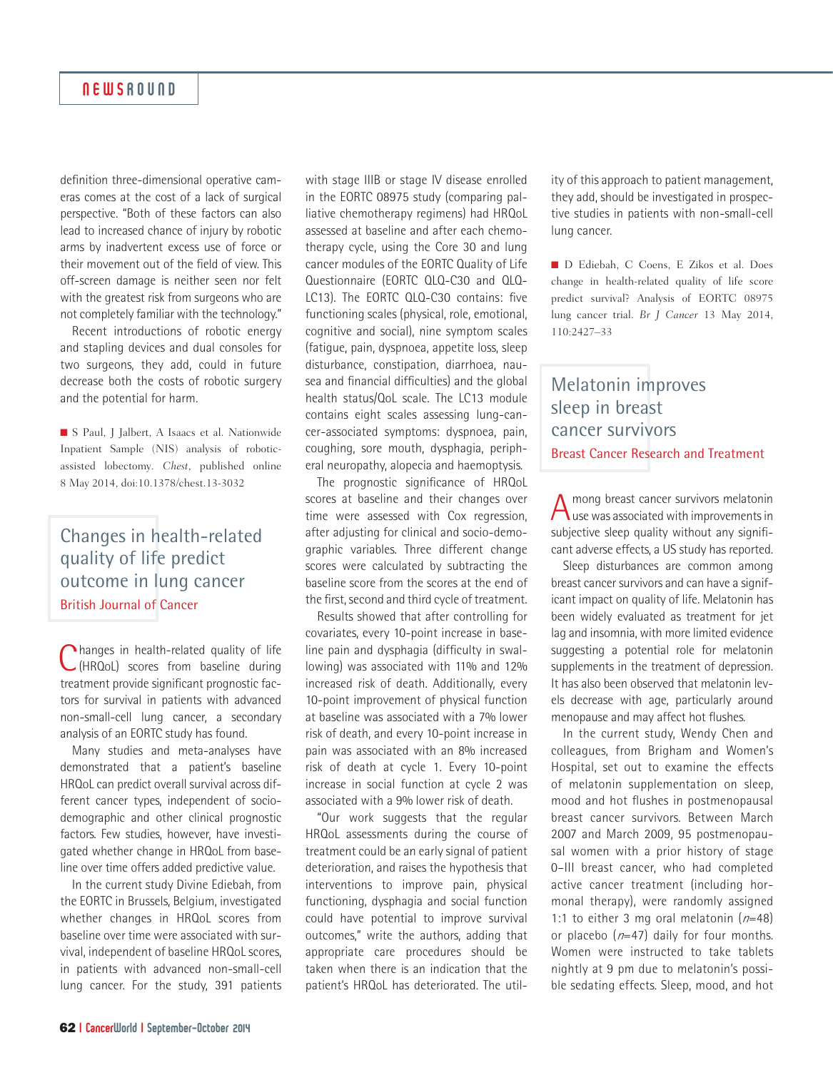definition three-dimensional operative cameras comes at the cost of a lack of surgical perspective. "Both of these factors can also lead to increased chance of injury by robotic arms by inadvertent excess use of force or their movement out of the field of view. This off-screen damage is neither seen nor felt with the greatest risk from surgeons who are not completely familiar with the technology."

Recent introductions of robotic energy and stapling devices and dual consoles for two surgeons, they add, could in future decrease both the costs of robotic surgery and the potential for harm.

■ S Paul, J Jalbert, A Isaacs et al. Nationwide Inpatient Sample (NIS) analysis of robotic-assisted lobectomy. *Chest*, published online 8 May 2014, doi:10.1378/chest.13-3032

## Changes in health-related quality of life predict outcome in lung cancer

British Journal of Cancer

Changes in health-related quality of life (HRQoL) scores from baseline during treatment provide significant prognostic factors for survival in patients with advanced non-small-cell lung cancer, a secondary analysis of an EORTC study has found.

Many studies and meta-analyses have demonstrated that a patient's baseline HRQoL can predict overall survival across different cancer types, independent of socio-demographic and other clinical prognostic factors. Few studies, however, have investigated whether change in HRQoL from baseline over time offers added predictive value.

In the current study Divine Ediebah, from the EORTC in Brussels, Belgium, investigated whether changes in HRQoL scores from baseline over time were associated with survival, independent of baseline HRQoL scores, in patients with advanced non-small-cell lung cancer. For the study, 391 patients with stage IIIB or stage IV disease enrolled in the EORTC 08975 study (comparing palliative chemotherapy regimens) had HRQoL assessed at baseline and after each chemotherapy cycle, using the Core 30 and lung cancer modules of the EORTC Quality of Life Questionnaire (EORTC QLQ-C30 and QLQ-LC13). The EORTC QLQ-C30 contains: five functioning scales (physical, role, emotional, cognitive and social), nine symptom scales (fatigue, pain, dyspnoea, appetite loss, sleep disturbance, constipation, diarrhoea, nausea and financial difficulties) and the global health status/QoL scale. The LC13 module contains eight scales assessing lung-cancer-associated symptoms: dyspnoea, pain, coughing, sore mouth, dysphagia, peripheral neuropathy, alopecia and haemoptysis.

The prognostic significance of HRQoL scores at baseline and their changes over time were assessed with Cox regression, after adjusting for clinical and socio-demographic variables. Three different change scores were calculated by subtracting the baseline score from the scores at the end of the first, second and third cycle of treatment.

Results showed that after controlling for covariates, every 10-point increase in baseline pain and dysphagia (difficulty in swallowing) was associated with 11% and 12% increased risk of death. Additionally, every 10-point improvement of physical function at baseline was associated with a 7% lower risk of death, and every 10-point increase in pain was associated with an 8% increased risk of death at cycle 1. Every 10-point increase in social function at cycle 2 was associated with a 9% lower risk of death.

"Our work suggests that the regular HRQoL assessments during the course of treatment could be an early signal of patient deterioration, and raises the hypothesis that interventions to improve pain, physical functioning, dysphagia and social function could have potential to improve survival outcomes," write the authors, adding that appropriate care procedures should be taken when there is an indication that the patient's HRQoL has deteriorated. The utility of this approach to patient management, they add, should be investigated in prospective studies in patients with non-small-cell lung cancer.

■ D Ediebah, C Coens, E Zikos et al. Does change in health-related quality of life score predict survival? Analysis of EORTC 08975 lung cancer trial. *Br J Cancer* 13 May 2014, 110:2427–33

## Melatonin improves sleep in breast cancer survivors

Breast Cancer Research and Treatment

Among breast cancer survivors melatonin use was associated with improvements in subjective sleep quality without any significant adverse effects, a US study has reported.

Sleep disturbances are common among breast cancer survivors and can have a significant impact on quality of life. Melatonin has been widely evaluated as treatment for jet lag and insomnia, with more limited evidence suggesting a potential role for melatonin supplements in the treatment of depression. It has also been observed that melatonin levels decrease with age, particularly around menopause and may affect hot flushes.

In the current study, Wendy Chen and colleagues, from Brigham and Women's Hospital, set out to examine the effects of melatonin supplementation on sleep, mood and hot flushes in postmenopausal breast cancer survivors. Between March 2007 and March 2009, 95 postmenopausal women with a prior history of stage 0–III breast cancer, who had completed active cancer treatment (including hormonal therapy), were randomly assigned 1:1 to either 3 mg oral melatonin ($n$=48) or placebo ($n$=47) daily for four months. Women were instructed to take tablets nightly at 9 pm due to melatonin's possible sedating effects. Sleep, mood, and hot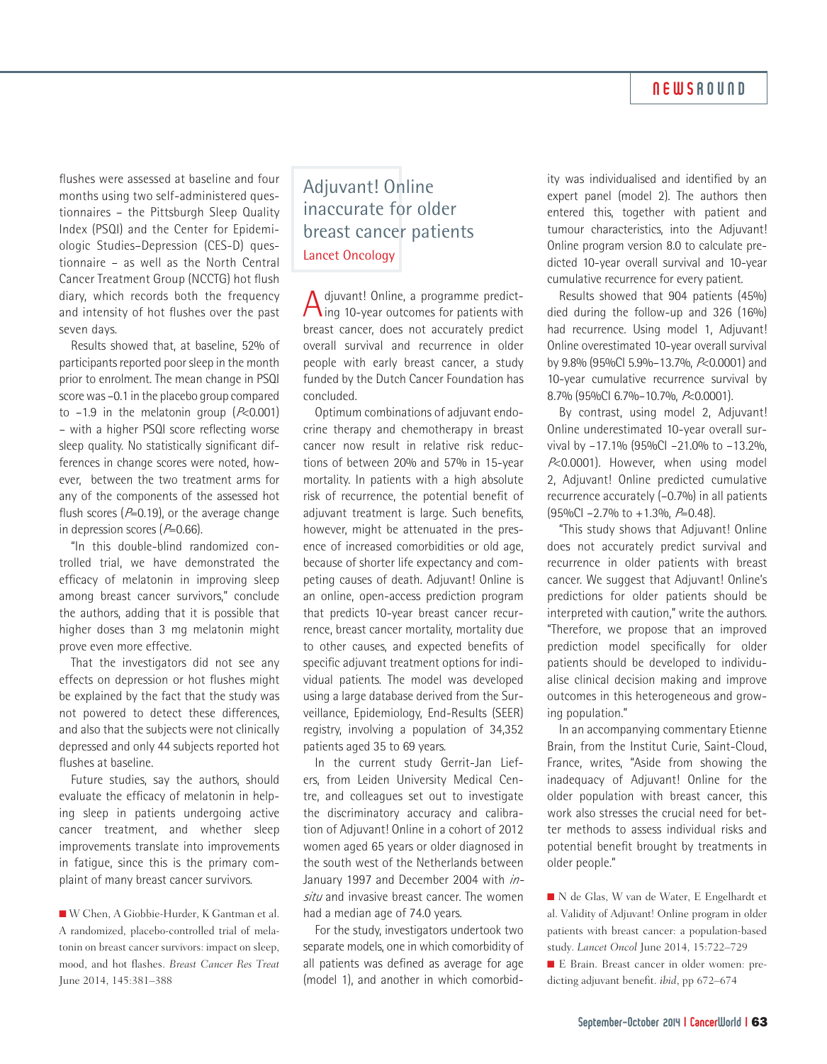flushes were assessed at baseline and four months using two self-administered questionnaires – the Pittsburgh Sleep Quality Index (PSQI) and the Center for Epidemiologic Studies–Depression (CES-D) questionnaire – as well as the North Central Cancer Treatment Group (NCCTG) hot flush diary, which records both the frequency and intensity of hot flushes over the past seven days.

Results showed that, at baseline, 52% of participants reported poor sleep in the month prior to enrolment. The mean change in PSQI score was –0.1 in the placebo group compared to –1.9 in the melatonin group ($P<0.001$) – with a higher PSQI score reflecting worse sleep quality. No statistically significant differences in change scores were noted, however, between the two treatment arms for any of the components of the assessed hot flush scores ($P=0.19$), or the average change in depression scores ($P=0.66$).

"In this double-blind randomized controlled trial, we have demonstrated the efficacy of melatonin in improving sleep among breast cancer survivors," conclude the authors, adding that it is possible that higher doses than 3 mg melatonin might prove even more effective.

That the investigators did not see any effects on depression or hot flushes might be explained by the fact that the study was not powered to detect these differences, and also that the subjects were not clinically depressed and only 44 subjects reported hot flushes at baseline.

Future studies, say the authors, should evaluate the efficacy of melatonin in helping sleep in patients undergoing active cancer treatment, and whether sleep improvements translate into improvements in fatigue, since this is the primary complaint of many breast cancer survivors.

■ W Chen, A Giobbie-Hurder, K Gantman et al. A randomized, placebo-controlled trial of melatonin on breast cancer survivors: impact on sleep, mood, and hot flashes. *Breast Cancer Res Treat* June 2014, 145:381–388

## Adjuvant! Online inaccurate for older breast cancer patients

Lancet Oncology

Adjuvant! Online, a programme predicting 10-year outcomes for patients with breast cancer, does not accurately predict overall survival and recurrence in older people with early breast cancer, a study funded by the Dutch Cancer Foundation has concluded.

Optimum combinations of adjuvant endocrine therapy and chemotherapy in breast cancer now result in relative risk reductions of between 20% and 57% in 15-year mortality. In patients with a high absolute risk of recurrence, the potential benefit of adjuvant treatment is large. Such benefits, however, might be attenuated in the presence of increased comorbidities or old age, because of shorter life expectancy and competing causes of death. Adjuvant! Online is an online, open-access prediction program that predicts 10-year breast cancer recurrence, breast cancer mortality, mortality due to other causes, and expected benefits of specific adjuvant treatment options for individual patients. The model was developed using a large database derived from the Surveillance, Epidemiology, End-Results (SEER) registry, involving a population of 34,352 patients aged 35 to 69 years.

In the current study Gerrit-Jan Liefers, from Leiden University Medical Centre, and colleagues set out to investigate the discriminatory accuracy and calibration of Adjuvant! Online in a cohort of 2012 women aged 65 years or older diagnosed in the south west of the Netherlands between January 1997 and December 2004 with *in-situ* and invasive breast cancer. The women had a median age of 74.0 years.

For the study, investigators undertook two separate models, one in which comorbidity of all patients was defined as average for age (model 1), and another in which comorbidity was individualised and identified by an expert panel (model 2). The authors then entered this, together with patient and tumour characteristics, into the Adjuvant! Online program version 8.0 to calculate predicted 10-year overall survival and 10-year cumulative recurrence for every patient.

Results showed that 904 patients (45%) died during the follow-up and 326 (16%) had recurrence. Using model 1, Adjuvant! Online overestimated 10-year overall survival by 9.8% (95%CI 5.9%–13.7%, $P<0.0001$) and 10-year cumulative recurrence survival by 8.7% (95%CI 6.7%–10.7%, $P<0.0001$).

By contrast, using model 2, Adjuvant! Online underestimated 10-year overall survival by –17.1% (95%CI –21.0% to –13.2%, $P<0.0001$). However, when using model 2, Adjuvant! Online predicted cumulative recurrence accurately (–0.7%) in all patients (95%CI –2.7% to +1.3%, $P=0.48$).

"This study shows that Adjuvant! Online does not accurately predict survival and recurrence in older patients with breast cancer. We suggest that Adjuvant! Online's predictions for older patients should be interpreted with caution," write the authors. "Therefore, we propose that an improved prediction model specifically for older patients should be developed to individualise clinical decision making and improve outcomes in this heterogeneous and growing population."

In an accompanying commentary Etienne Brain, from the Institut Curie, Saint-Cloud, France, writes, "Aside from showing the inadequacy of Adjuvant! Online for the older population with breast cancer, this work also stresses the crucial need for better methods to assess individual risks and potential benefit brought by treatments in older people."

■ N de Glas, W van de Water, E Engelhardt et al. Validity of Adjuvant! Online program in older patients with breast cancer: a population-based study. *Lancet Oncol* June 2014, 15:722–729

■ E Brain. Breast cancer in older women: predicting adjuvant benefit. *ibid*, pp 672–674